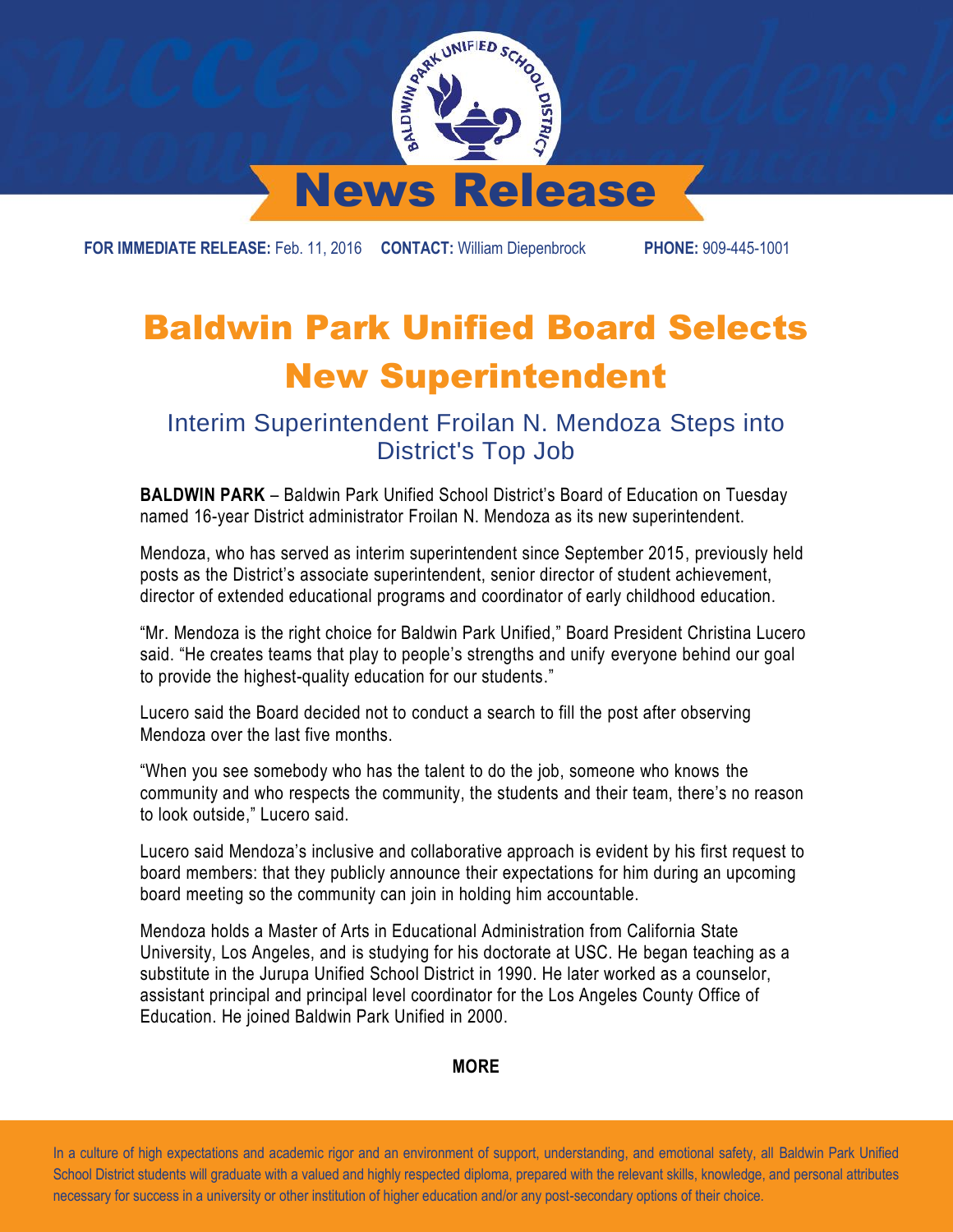# News Release

**FOR IMMEDIATE RELEASE:** Feb. 11, 2016 **CONTACT:** William Diepenbrock **PHONE:** 909-445-1001

# Baldwin Park Unified Board Selects New Superintendent

## Interim Superintendent Froilan N. Mendoza Steps into District's Top Job

**BALDWIN PARK** – Baldwin Park Unified School District's Board of Education on Tuesday named 16-year District administrator Froilan N. Mendoza as its new superintendent.

Mendoza, who has served as interim superintendent since September 2015, previously held posts as the District's associate superintendent, senior director of student achievement, director of extended educational programs and coordinator of early childhood education.

"Mr. Mendoza is the right choice for Baldwin Park Unified," Board President Christina Lucero said. "He creates teams that play to people's strengths and unify everyone behind our goal to provide the highest-quality education for our students."

Lucero said the Board decided not to conduct a search to fill the post after observing Mendoza over the last five months.

"When you see somebody who has the talent to do the job, someone who knows the community and who respects the community, the students and their team, there's no reason to look outside," Lucero said.

Lucero said Mendoza's inclusive and collaborative approach is evident by his first request to board members: that they publicly announce their expectations for him during an upcoming board meeting so the community can join in holding him accountable.

Mendoza holds a Master of Arts in Educational Administration from California State University, Los Angeles, and is studying for his doctorate at USC. He began teaching as a substitute in the Jurupa Unified School District in 1990. He later worked as a counselor, assistant principal and principal level coordinator for the Los Angeles County Office of Education. He joined Baldwin Park Unified in 2000.

**MORE**

In a culture of high expectations and academic rigor and an environment of support, understanding, and emotional safety, all Baldwin Park Unified School District students will graduate with a valued and highly respected diploma, prepared with the relevant skills, knowledge, and personal attributes necessary for success in a university or other institution of higher education and/or any post-secondary options of their choice.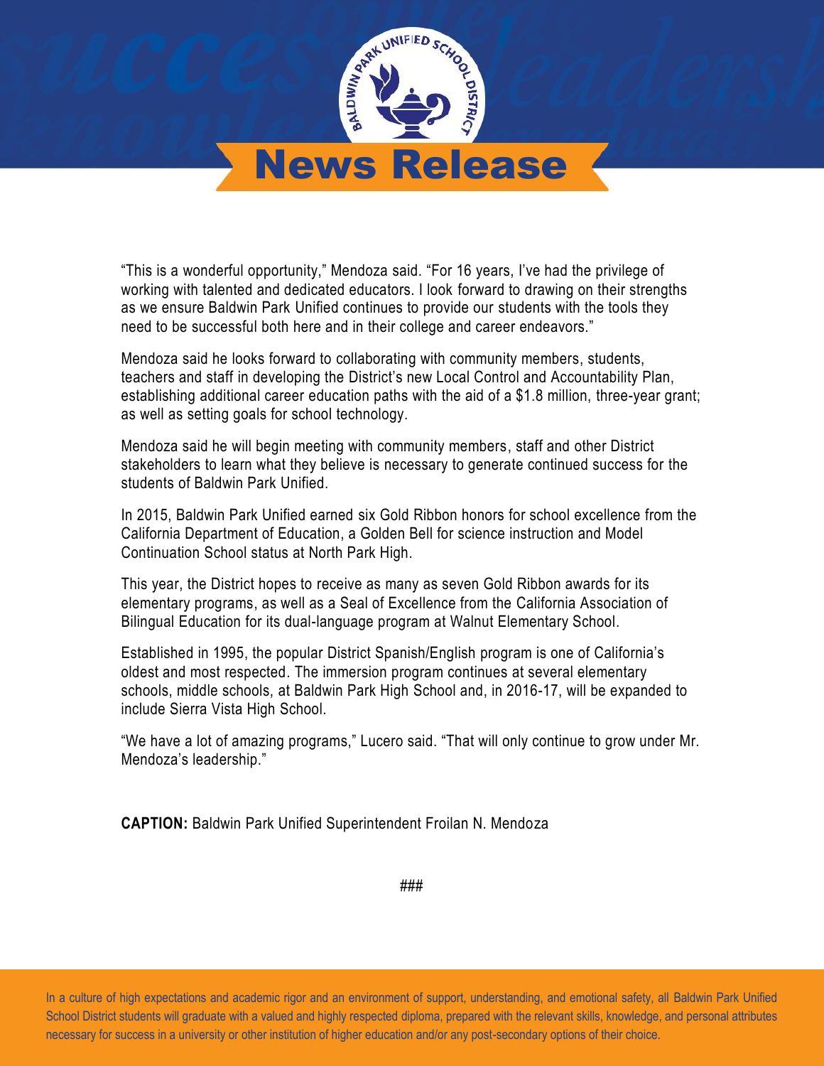"This is a wonderful opportunity," Mendoza said. "For 16 years, I've had the privilege of working with talented and dedicated educators. I look forward to drawing on their strengths as we ensure Baldwin Park Unified continues to provide our students with the tools they need to be successful both here and in their college and career endeavors."

Mendoza said he looks forward to collaborating with community members, students, teachers and staff in developing the District's new Local Control and Accountability Plan, establishing additional career education paths with the aid of a $1.8 million, three-year grant; as well as setting goals for school technology.

Mendoza said he will begin meeting with community members, staff and other District stakeholders to learn what they believe is necessary to generate continued success for the students of Baldwin Park Unified.

In 2015, Baldwin Park Unified earned six Gold Ribbon honors for school excellence from the California Department of Education, a Golden Bell for science instruction and Model Continuation School status at North Park High.

This year, the District hopes to receive as many as seven Gold Ribbon awards for its elementary programs, as well as a Seal of Excellence from the California Association of Bilingual Education for its dual-language program at Walnut Elementary School.

Established in 1995, the popular District Spanish/English program is one of California's oldest and most respected. The immersion program continues at several elementary schools, middle schools, at Baldwin Park High School and, in 2016-17, will be expanded to include Sierra Vista High School.

"We have a lot of amazing programs," Lucero said. "That will only continue to grow under Mr. Mendoza's leadership."

**CAPTION:** Baldwin Park Unified Superintendent Froilan N. Mendoza

###

In a culture of high expectations and academic rigor and an environment of support, understanding, and emotional safety, all Baldwin Park Unified School District students will graduate with a valued and highly respected diploma, prepared with the relevant skills, knowledge, and personal attributes necessary for success in a university or other institution of higher education and/or any post-secondary options of their choice.